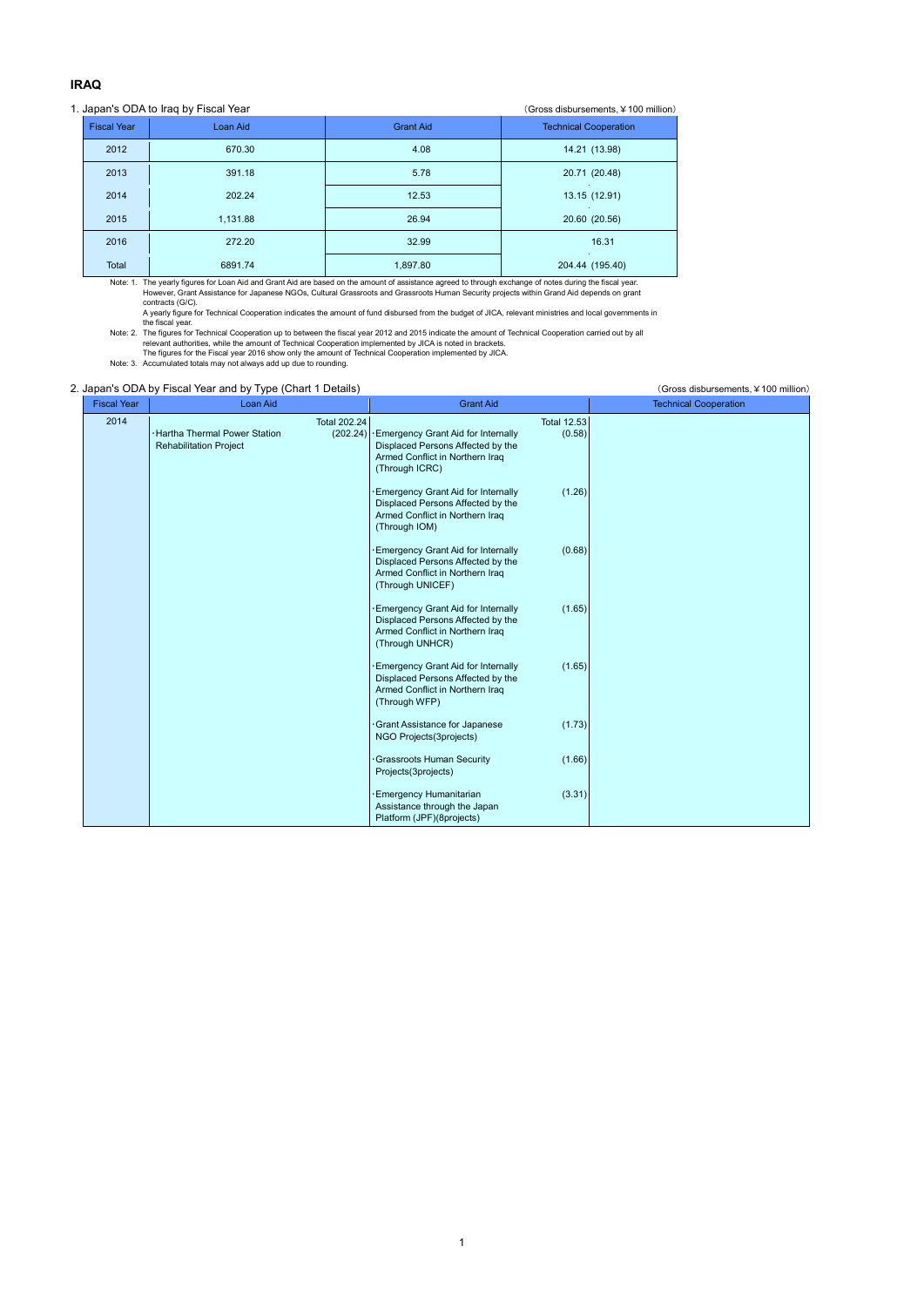## IRAQ

1. Japan's ODA to Iraq by Fiscal Year

（Gross disbursements, ¥100 million）

| Fiscal Year | Loan Aid | Grant Aid | Technical Cooperation |
|---|---|---|---|
| 2012 | 670.30 | 4.08 | 14.21 (13.98) |
| 2013 | 391.18 | 5.78 | 20.71 (20.48) |
| 2014 | 202.24 | 12.53 | 13.15 (12.91) |
| 2015 | 1,131.88 | 26.94 | 20.60 (20.56) |
| 2016 | 272.20 | 32.99 | 16.31 |
| Total | 6891.74 | 1,897.80 | 204.44 (195.40) |

Note: 1. The yearly figures for Loan Aid and Grant Aid are based on the amount of assistance agreed to through exchange of notes during the fiscal year. However, Grant Assistance for Japanese NGOs, Cultural Grassroots and Grassroots Human Security projects within Grand Aid depends on grant contracts (G/C).
A yearly figure for Technical Cooperation indicates the amount of fund disbursed from the budget of JICA, relevant ministries and local governments in the fiscal year.

Note: 2. The figures for Technical Cooperation up to between the fiscal year 2012 and 2015 indicate the amount of Technical Cooperation carried out by all relevant authorities, while the amount of Technical Cooperation implemented by JICA is noted in brackets.
The figures for the Fiscal year 2016 show only the amount of Technical Cooperation implemented by JICA.

Note: 3. Accumulated totals may not always add up due to rounding.

2. Japan's ODA by Fiscal Year and by Type (Chart 1 Details)

（Gross disbursements, ¥100 million）

| Fiscal Year | Loan Aid | | Grant Aid | | Technical Cooperation |
|---|---|---|---|---|---|
| 2014 | | Total 202.24 | | Total 12.53 | |
| | ･Hartha Thermal Power Station Rehabilitation Project | (202.24) | ･Emergency Grant Aid for Internally Displaced Persons Affected by the Armed Conflict in Northern Iraq (Through ICRC) | (0.58) | |
| | | | ･Emergency Grant Aid for Internally Displaced Persons Affected by the Armed Conflict in Northern Iraq (Through IOM) | (1.26) | |
| | | | ･Emergency Grant Aid for Internally Displaced Persons Affected by the Armed Conflict in Northern Iraq (Through UNICEF) | (0.68) | |
| | | | ･Emergency Grant Aid for Internally Displaced Persons Affected by the Armed Conflict in Northern Iraq (Through UNHCR) | (1.65) | |
| | | | ･Emergency Grant Aid for Internally Displaced Persons Affected by the Armed Conflict in Northern Iraq (Through WFP) | (1.65) | |
| | | | ･Grant Assistance for Japanese NGO Projects(3projects) | (1.73) | |
| | | | ･Grassroots Human Security Projects(3projects) | (1.66) | |
| | | | ･Emergency Humanitarian Assistance through the Japan Platform (JPF)(8projects) | (3.31) | |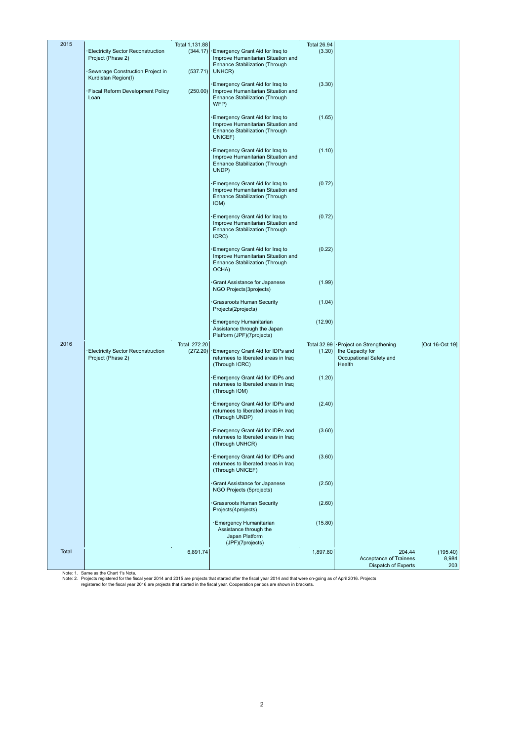| | | | | | | |
|---|---|---|---|---|---|---|
| 2015 | | Total 1,131.88 | | Total 26.94 | | |
| | ·Electricity Sector Reconstruction Project (Phase 2) | (344.17) | ·Emergency Grant Aid for Iraq to Improve Humanitarian Situation and Enhance Stabilization (Through UNHCR) | (3.30) | | |
| | ·Sewerage Construction Project in Kurdistan Region(I) | (537.71) | | | | |
| | ·Fiscal Reform Development Policy Loan | (250.00) | ·Emergency Grant Aid for Iraq to Improve Humanitarian Situation and Enhance Stabilization (Through WFP) | (3.30) | | |
| | | | ·Emergency Grant Aid for Iraq to Improve Humanitarian Situation and Enhance Stabilization (Through UNICEF) | (1.65) | | |
| | | | ·Emergency Grant Aid for Iraq to Improve Humanitarian Situation and Enhance Stabilization (Through UNDP) | (1.10) | | |
| | | | ·Emergency Grant Aid for Iraq to Improve Humanitarian Situation and Enhance Stabilization (Through IOM) | (0.72) | | |
| | | | ·Emergency Grant Aid for Iraq to Improve Humanitarian Situation and Enhance Stabilization (Through ICRC) | (0.72) | | |
| | | | ·Emergency Grant Aid for Iraq to Improve Humanitarian Situation and Enhance Stabilization (Through OCHA) | (0.22) | | |
| | | | ·Grant Assistance for Japanese NGO Projects(3projects) | (1.99) | | |
| | | | ·Grassroots Human Security Projects(2projects) | (1.04) | | |
| | | | ·Emergency Humanitarian Assistance through the Japan Platform (JPF)(7projects) | (12.90) | | |
| 2016 | | Total 272.20 | | Total 32.99 | ·Project on Strengthening the Capacity for Occupational Safety and Health | [Oct 16-Oct 19] |
| | ·Electricity Sector Reconstruction Project (Phase 2) | (272.20) | ·Emergency Grant Aid for IDPs and returnees to liberated areas in Iraq (Through ICRC) | (1.20) | | |
| | | | ·Emergency Grant Aid for IDPs and returnees to liberated areas in Iraq (Through IOM) | (1.20) | | |
| | | | ·Emergency Grant Aid for IDPs and returnees to liberated areas in Iraq (Through UNDP) | (2.40) | | |
| | | | ·Emergency Grant Aid for IDPs and returnees to liberated areas in Iraq (Through UNHCR) | (3.60) | | |
| | | | ·Emergency Grant Aid for IDPs and returnees to liberated areas in Iraq (Through UNICEF) | (3.60) | | |
| | | | ·Grant Assistance for Japanese NGO Projects (5projects) | (2.50) | | |
| | | | ·Grassroots Human Security Projects(4projects) | (2.60) | | |
| | | | ·Emergency Humanitarian Assistance through the Japan Platform (JPF)(7projects) | (15.80) | | |
| Total | | 6,891.74 | | 1,897.80 | 204.44<br>Acceptance of Trainees<br>Dispatch of Experts | (195.40)<br>8,984<br>203 |

Note: 1. Same as the Chart 1's Note.

Note: 2. Projects registered for the fiscal year 2014 and 2015 are projects that started after the fiscal year 2014 and that were on-going as of April 2016. Projects registered for the fiscal year 2016 are projects that started in the fiscal year. Cooperation periods are shown in brackets.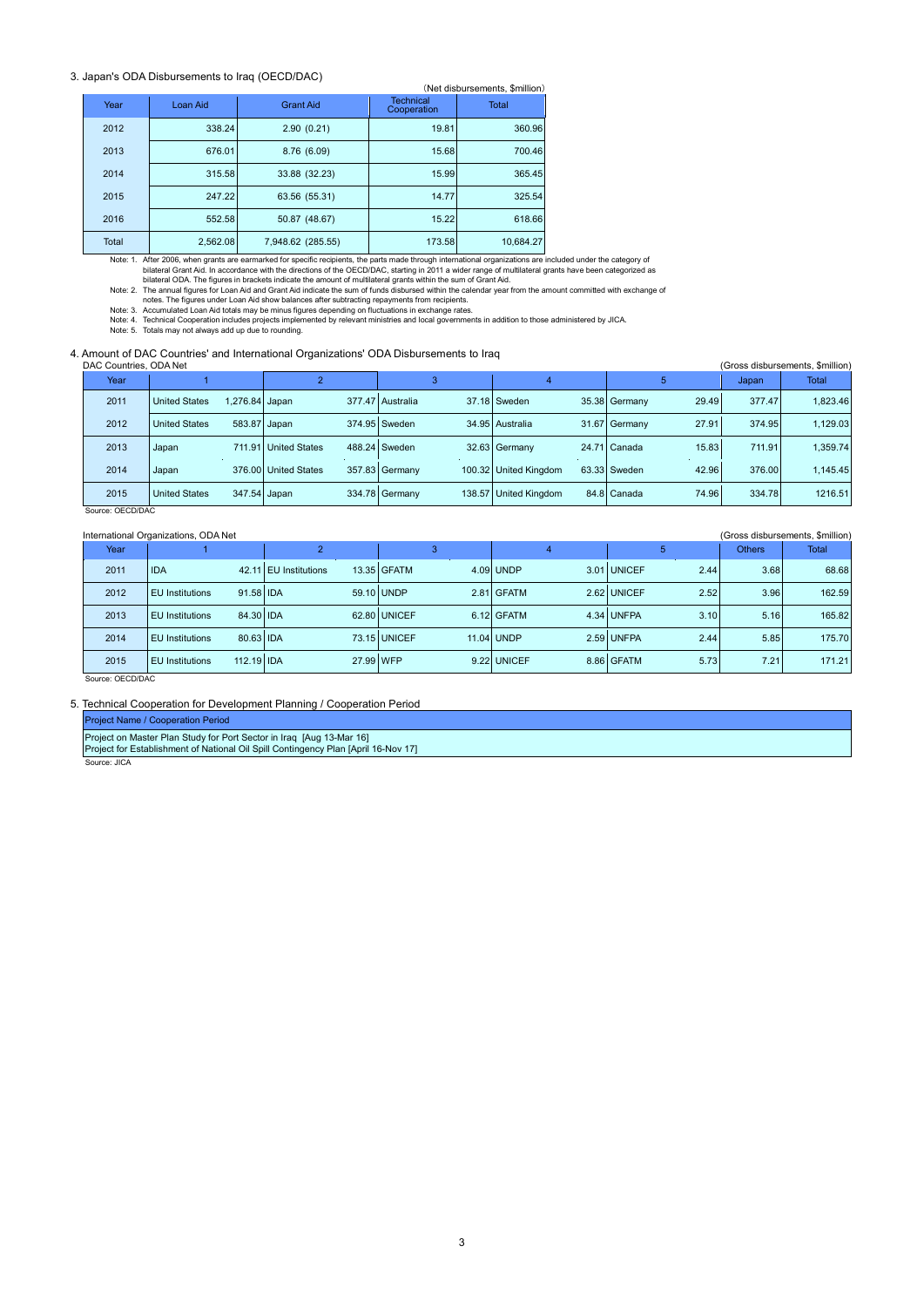### 3. Japan's ODA Disbursements to Iraq (OECD/DAC)

(Net disbursements, $million)

| Year | Loan Aid | Grant Aid | Technical Cooperation | Total |
|---|---|---|---|---|
| 2012 | 338.24 | 2.90 (0.21) | 19.81 | 360.96 |
| 2013 | 676.01 | 8.76 (6.09) | 15.68 | 700.46 |
| 2014 | 315.58 | 33.88 (32.23) | 15.99 | 365.45 |
| 2015 | 247.22 | 63.56 (55.31) | 14.77 | 325.54 |
| 2016 | 552.58 | 50.87 (48.67) | 15.22 | 618.66 |
| Total | 2,562.08 | 7,948.62 (285.55) | 173.58 | 10,684.27 |

Note: 1. After 2006, when grants are earmarked for specific recipients, the parts made through international organizations are included under the category of bilateral Grant Aid. In accordance with the directions of the OECD/DAC, starting in 2011 a wider range of multilateral grants have been categorized as bilateral ODA. The figures in brackets indicate the amount of multilateral grants within the sum of Grant Aid.

Note: 2. The annual figures for Loan Aid and Grant Aid indicate the sum of funds disbursed within the calendar year from the amount committed with exchange of notes. The figures under Loan Aid show balances after subtracting repayments from recipients.

Note: 3. Accumulated Loan Aid totals may be minus figures depending on fluctuations in exchange rates.

Note: 4. Technical Cooperation includes projects implemented by relevant ministries and local governments in addition to those administered by JICA.

Note: 5. Totals may not always add up due to rounding.

### 4. Amount of DAC Countries' and International Organizations' ODA Disbursements to Iraq

DAC Countries, ODA Net (Gross disbursements, $million)

| Year | 1 | | 2 | | 3 | | 4 | | 5 | | Japan | Total |
|---|---|---|---|---|---|---|---|---|---|---|---|---|
| 2011 | United States | 1,276.84 | Japan | 377.47 | Australia | 37.18 | Sweden | 35.38 | Germany | 29.49 | 377.47 | 1,823.46 |
| 2012 | United States | 583.87 | Japan | 374.95 | Sweden | 34.95 | Australia | 31.67 | Germany | 27.91 | 374.95 | 1,129.03 |
| 2013 | Japan | 711.91 | United States | 488.24 | Sweden | 32.63 | Germany | 24.71 | Canada | 15.83 | 711.91 | 1,359.74 |
| 2014 | Japan | 376.00 | United States | 357.83 | Germany | 100.32 | United Kingdom | 63.33 | Sweden | 42.96 | 376.00 | 1,145.45 |
| 2015 | United States | 347.54 | Japan | 334.78 | Germany | 138.57 | United Kingdom | 84.8 | Canada | 74.96 | 334.78 | 1216.51 |

Source: OECD/DAC

International Organizations, ODA Net (Gross disbursements, $million)

| Year | 1 | | 2 | | 3 | | 4 | | 5 | | Others | Total |
|---|---|---|---|---|---|---|---|---|---|---|---|---|
| 2011 | IDA | 42.11 | EU Institutions | 13.35 | GFATM | 4.09 | UNDP | 3.01 | UNICEF | 2.44 | 3.68 | 68.68 |
| 2012 | EU Institutions | 91.58 | IDA | 59.10 | UNDP | 2.81 | GFATM | 2.62 | UNICEF | 2.52 | 3.96 | 162.59 |
| 2013 | EU Institutions | 84.30 | IDA | 62.80 | UNICEF | 6.12 | GFATM | 4.34 | UNFPA | 3.10 | 5.16 | 165.82 |
| 2014 | EU Institutions | 80.63 | IDA | 73.15 | UNICEF | 11.04 | UNDP | 2.59 | UNFPA | 2.44 | 5.85 | 175.70 |
| 2015 | EU Institutions | 112.19 | IDA | 27.99 | WFP | 9.22 | UNICEF | 8.86 | GFATM | 5.73 | 7.21 | 171.21 |

Source: OECD/DAC

### 5. Technical Cooperation for Development Planning / Cooperation Period

| Project Name / Cooperation Period |
|---|
| Project on Master Plan Study for Port Sector in Iraq [Aug 13-Mar 16]<br>Project for Establishment of National Oil Spill Contingency Plan [April 16-Nov 17] |

Source: JICA